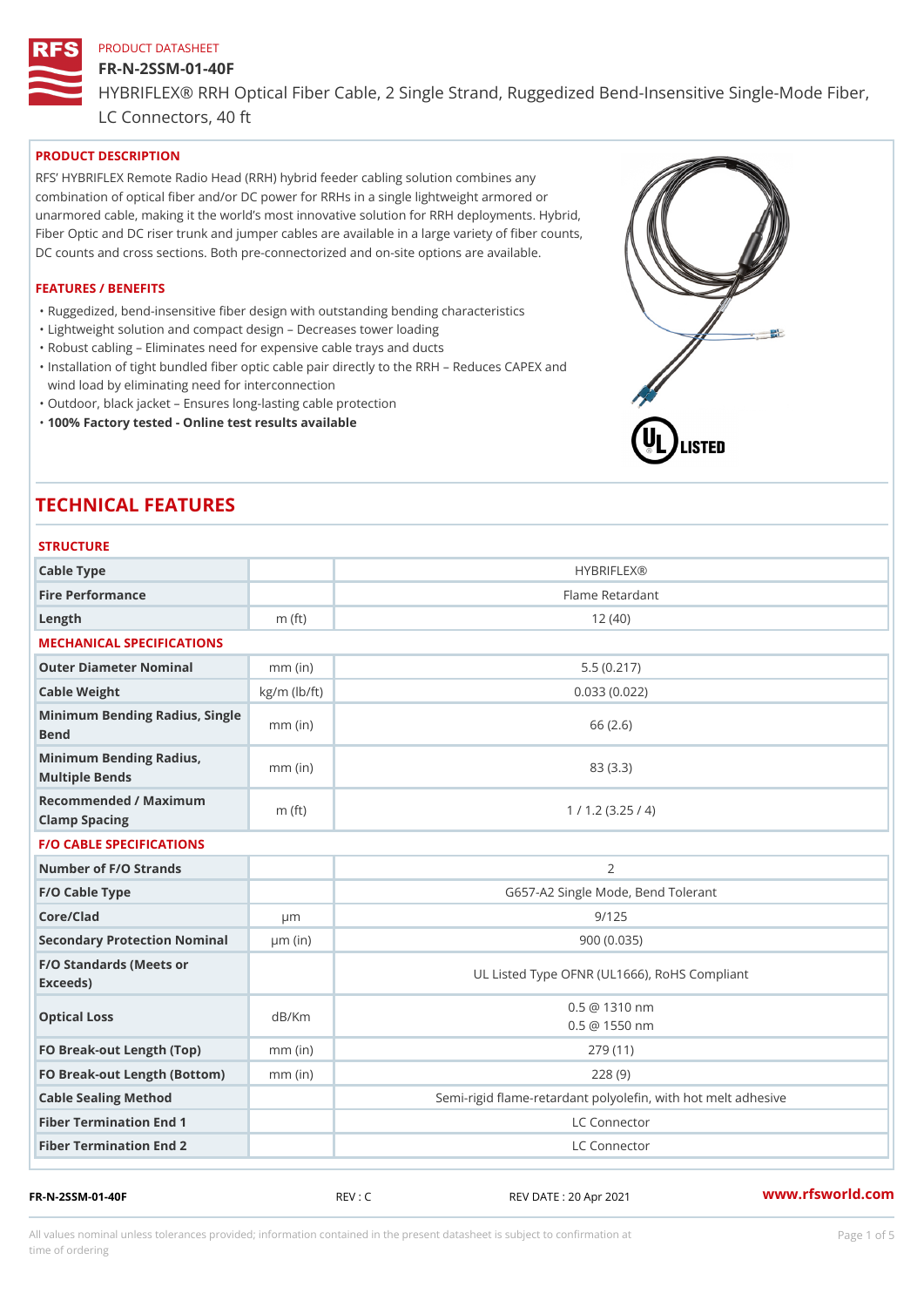PRODUCT DATASHEET

# FR-N-2SSM-01-40F

HYBRIFLEX® RRH Optical Fiber Cable, 2 Single Strand, Ruggedized Bend-Insensitive Single-Mode Fiber, LC Connectors, 40 ft

## PRODUCT DESCRIPTION

RFS' HYBRIFLEX Remote Radio Head (RRH) hybrid feeder cabling solution combines any combination of optical fiber and/or DC power for RRHs in a single lightweight armored or unarmored cable, making it the world's most innovative solution for RRH deployments. Hybrid, Fiber Optic and DC riser trunk and jumper cables are available in a large variety of fiber counts, DC counts and cross sections. Both pre-connectorized and on-site options are available.

## FEATURES / BENEFITS

- Ruggedized, bend-insensitive fiber design with outstanding bending characteristics
- Lightweight solution and compact design – Decreases tower loading
- Robust cabling – Eliminates need for expensive cable trays and ducts
- Installation of tight bundled fiber optic cable pair directly to the RRH – Reduces CAPEX and wind load by eliminating need for interconnection
- Outdoor, black jacket – Ensures long-lasting cable protection
- **100% Factory tested - Online test results available**

# TECHNICAL FEATURES

## STRUCTURE

| | | |
|---|---|---|
| Cable Type | | HYBRIFLEX® |
| Fire Performance | | Flame Retardant |
| Length | m (ft) | 12 (40) |

## MECHANICAL SPECIFICATIONS

| | | |
|---|---|---|
| Outer Diameter Nominal | mm (in) | 5.5 (0.217) |
| Cable Weight | kg/m (lb/ft) | 0.033 (0.022) |
| Minimum Bending Radius, Single Bend | mm (in) | 66 (2.6) |
| Minimum Bending Radius, Multiple Bends | mm (in) | 83 (3.3) |
| Recommended / Maximum Clamp Spacing | m (ft) | 1 / 1.2 (3.25 / 4) |

## F/O CABLE SPECIFICATIONS

| | | |
|---|---|---|
| Number of F/O Strands | | 2 |
| F/O Cable Type | | G657-A2 Single Mode, Bend Tolerant |
| Core/Clad | μm | 9/125 |
| Secondary Protection Nominal | μm (in) | 900 (0.035) |
| F/O Standards (Meets or Exceeds) | | UL Listed Type OFNR (UL1666), RoHS Compliant |
| Optical Loss | dB/Km | 0.5 @ 1310 nm<br>0.5 @ 1550 nm |
| FO Break-out Length (Top) | mm (in) | 279 (11) |
| FO Break-out Length (Bottom) | mm (in) | 228 (9) |
| Cable Sealing Method | | Semi-rigid flame-retardant polyolefin, with hot melt adhesive |
| Fiber Termination End 1 | | LC Connector |
| Fiber Termination End 2 | | LC Connector |

FR-N-2SSM-01-40F REV : C REV DATE : 20 Apr 2021 www.rfsworld.com

All values nominal unless tolerances provided; information contained in the present datasheet is subject to confirmation at time of ordering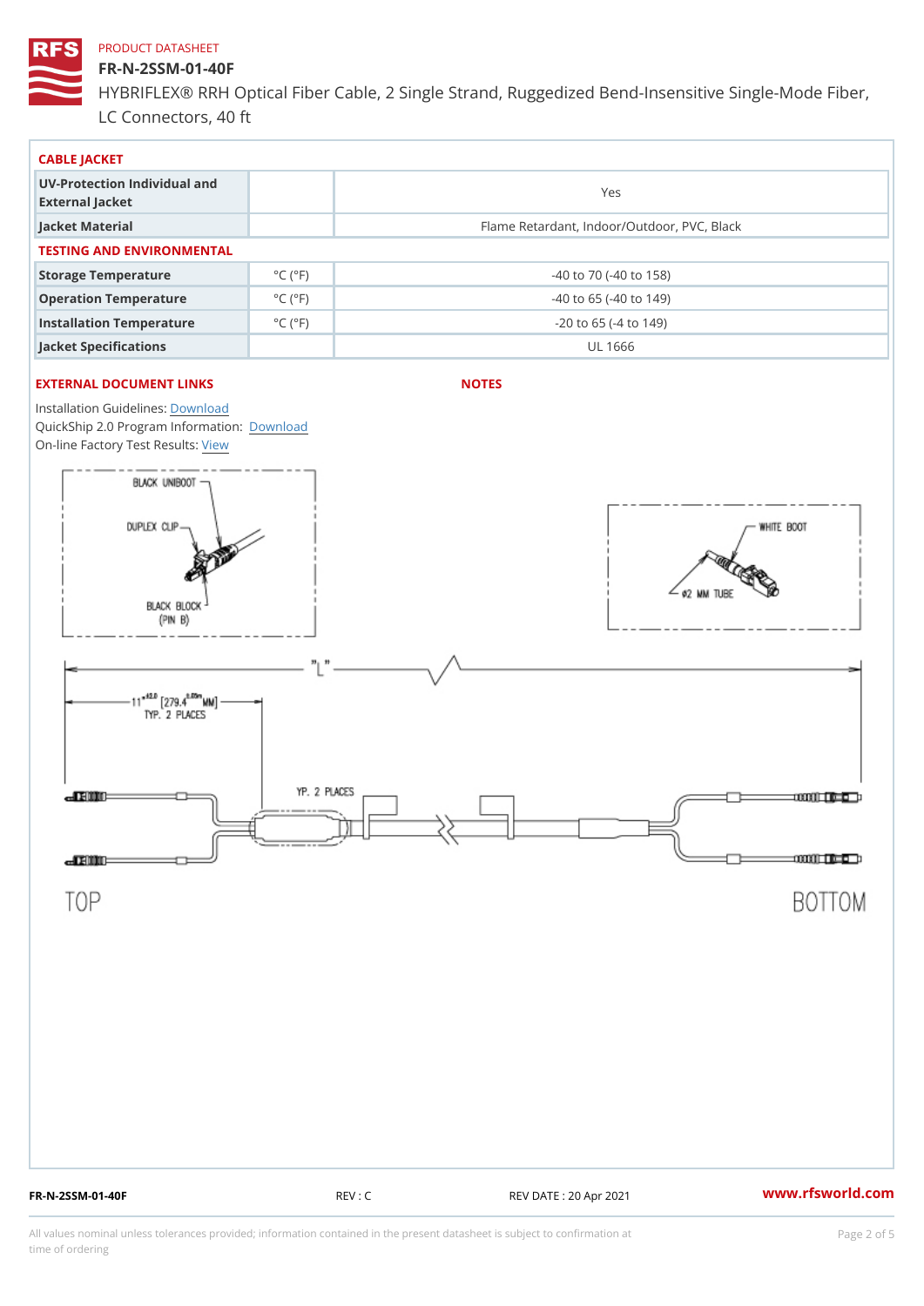PRODUCT DATASHEET

# FR-N-2SSM-01-40F

HYBRIFLEX® RRH Optical Fiber Cable, 2 Single Strand, Ruggedized Bend-Insensitive Single-Mode Fiber, LC Connectors, 40 ft

## CABLE JACKET

| | | |
|---|---|---|
| UV-Protection Individual and External Jacket | | Yes |
| Jacket Material | | Flame Retardant, Indoor/Outdoor, PVC, Black |

## TESTING AND ENVIRONMENTAL

| | | |
|---|---|---|
| Storage Temperature | °C (°F) | -40 to 70 (-40 to 158) |
| Operation Temperature | °C (°F) | -40 to 65 (-40 to 149) |
| Installation Temperature | °C (°F) | -20 to 65 (-4 to 149) |
| Jacket Specifications | | UL 1666 |

## EXTERNAL DOCUMENT LINKS

Installation Guidelines: Download

QuickShip 2.0 Program Information: Download

On-line Factory Test Results: View

## NOTES

BLACK UNIBOOT

DUPLEX CLIP

BLACK BLOCK (PIN B)

WHITE BOOT

Ø2 MM TUBE

"L"

11" [279.4 MM] TYP. 2 PLACES

YP. 2 PLACES

TOP

BOTTOM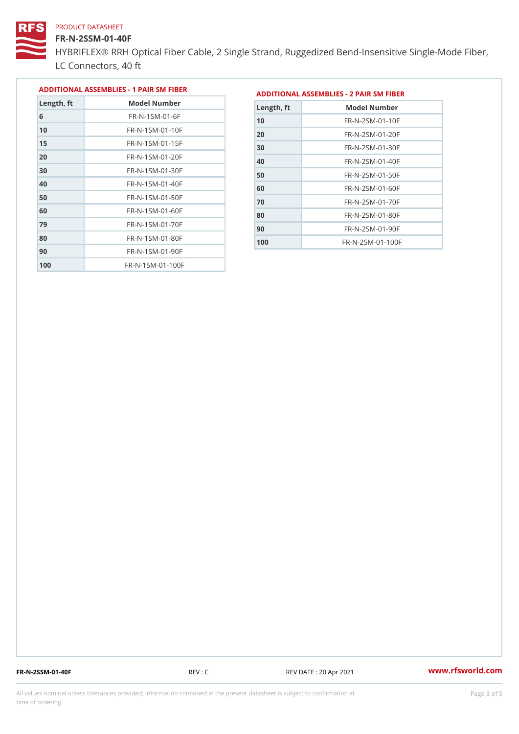PRODUCT DATASHEET

# FR-N-2SSM-01-40F

HYBRIFLEX® RRH Optical Fiber Cable, 2 Single Strand, Ruggedized Bend-Insensitive Single-Mode Fiber, LC Connectors, 40 ft

## ADDITIONAL ASSEMBLIES - 1 PAIR SM FIBER

| Length, ft | Model Number |
|---|---|
| 6 | FR-N-1SM-01-6F |
| 10 | FR-N-1SM-01-10F |
| 15 | FR-N-1SM-01-15F |
| 20 | FR-N-1SM-01-20F |
| 30 | FR-N-1SM-01-30F |
| 40 | FR-N-1SM-01-40F |
| 50 | FR-N-1SM-01-50F |
| 60 | FR-N-1SM-01-60F |
| 79 | FR-N-1SM-01-70F |
| 80 | FR-N-1SM-01-80F |
| 90 | FR-N-1SM-01-90F |
| 100 | FR-N-1SM-01-100F |

## ADDITIONAL ASSEMBLIES - 2 PAIR SM FIBER

| Length, ft | Model Number |
|---|---|
| 10 | FR-N-2SM-01-10F |
| 20 | FR-N-2SM-01-20F |
| 30 | FR-N-2SM-01-30F |
| 40 | FR-N-2SM-01-40F |
| 50 | FR-N-2SM-01-50F |
| 60 | FR-N-2SM-01-60F |
| 70 | FR-N-2SM-01-70F |
| 80 | FR-N-2SM-01-80F |
| 90 | FR-N-2SM-01-90F |
| 100 | FR-N-2SM-01-100F |

FR-N-2SSM-01-40F REV : C REV DATE : 20 Apr 2021 www.rfsworld.com

All values nominal unless tolerances provided; information contained in the present datasheet is subject to confirmation at time of ordering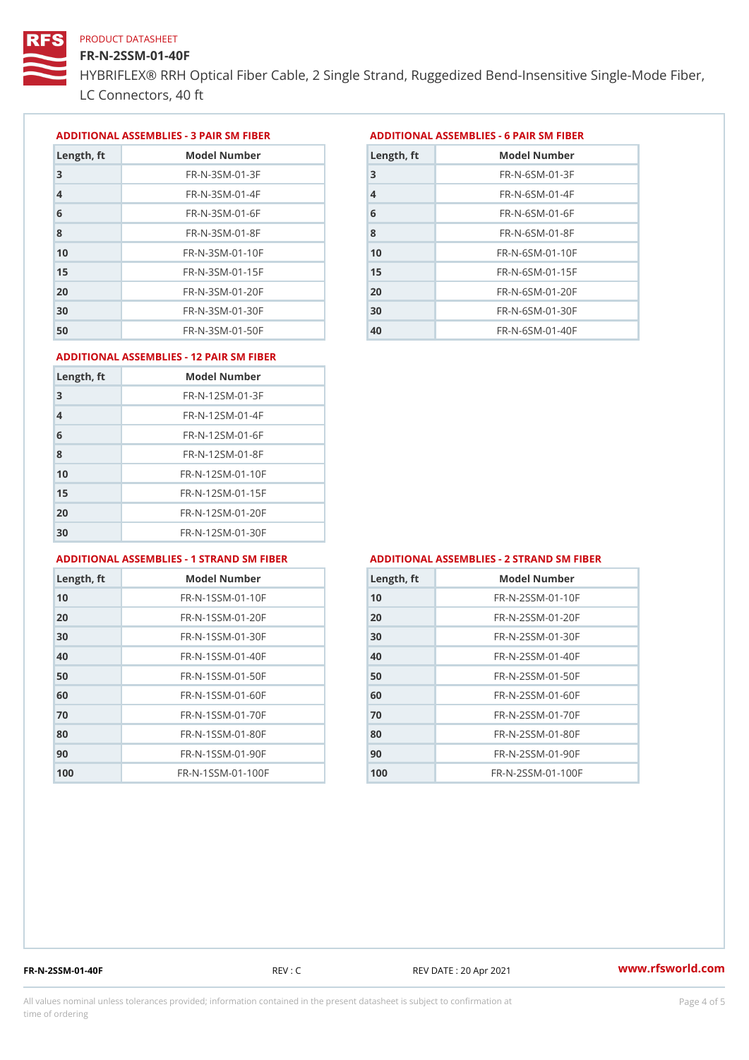PRODUCT DATASHEET

# FR-N-2SSM-01-40F

HYBRIFLEX® RRH Optical Fiber Cable, 2 Single Strand, Ruggedized Bend-Insensitive Single-Mode Fiber, LC Connectors, 40 ft

## ADDITIONAL ASSEMBLIES - 3 PAIR SM FIBER

| Length, ft | Model Number |
|---|---|
| 3 | FR-N-3SM-01-3F |
| 4 | FR-N-3SM-01-4F |
| 6 | FR-N-3SM-01-6F |
| 8 | FR-N-3SM-01-8F |
| 10 | FR-N-3SM-01-10F |
| 15 | FR-N-3SM-01-15F |
| 20 | FR-N-3SM-01-20F |
| 30 | FR-N-3SM-01-30F |
| 50 | FR-N-3SM-01-50F |

## ADDITIONAL ASSEMBLIES - 6 PAIR SM FIBER

| Length, ft | Model Number |
|---|---|
| 3 | FR-N-6SM-01-3F |
| 4 | FR-N-6SM-01-4F |
| 6 | FR-N-6SM-01-6F |
| 8 | FR-N-6SM-01-8F |
| 10 | FR-N-6SM-01-10F |
| 15 | FR-N-6SM-01-15F |
| 20 | FR-N-6SM-01-20F |
| 30 | FR-N-6SM-01-30F |
| 40 | FR-N-6SM-01-40F |

## ADDITIONAL ASSEMBLIES - 12 PAIR SM FIBER

| Length, ft | Model Number |
|---|---|
| 3 | FR-N-12SM-01-3F |
| 4 | FR-N-12SM-01-4F |
| 6 | FR-N-12SM-01-6F |
| 8 | FR-N-12SM-01-8F |
| 10 | FR-N-12SM-01-10F |
| 15 | FR-N-12SM-01-15F |
| 20 | FR-N-12SM-01-20F |
| 30 | FR-N-12SM-01-30F |

## ADDITIONAL ASSEMBLIES - 1 STRAND SM FIBER

| Length, ft | Model Number |
|---|---|
| 10 | FR-N-1SSM-01-10F |
| 20 | FR-N-1SSM-01-20F |
| 30 | FR-N-1SSM-01-30F |
| 40 | FR-N-1SSM-01-40F |
| 50 | FR-N-1SSM-01-50F |
| 60 | FR-N-1SSM-01-60F |
| 70 | FR-N-1SSM-01-70F |
| 80 | FR-N-1SSM-01-80F |
| 90 | FR-N-1SSM-01-90F |
| 100 | FR-N-1SSM-01-100F |

## ADDITIONAL ASSEMBLIES - 2 STRAND SM FIBER

| Length, ft | Model Number |
|---|---|
| 10 | FR-N-2SSM-01-10F |
| 20 | FR-N-2SSM-01-20F |
| 30 | FR-N-2SSM-01-30F |
| 40 | FR-N-2SSM-01-40F |
| 50 | FR-N-2SSM-01-50F |
| 60 | FR-N-2SSM-01-60F |
| 70 | FR-N-2SSM-01-70F |
| 80 | FR-N-2SSM-01-80F |
| 90 | FR-N-2SSM-01-90F |
| 100 | FR-N-2SSM-01-100F |

FR-N-2SSM-01-40F REV : C REV DATE : 20 Apr 2021 www.rfsworld.com

All values nominal unless tolerances provided; information contained in the present datasheet is subject to confirmation at time of ordering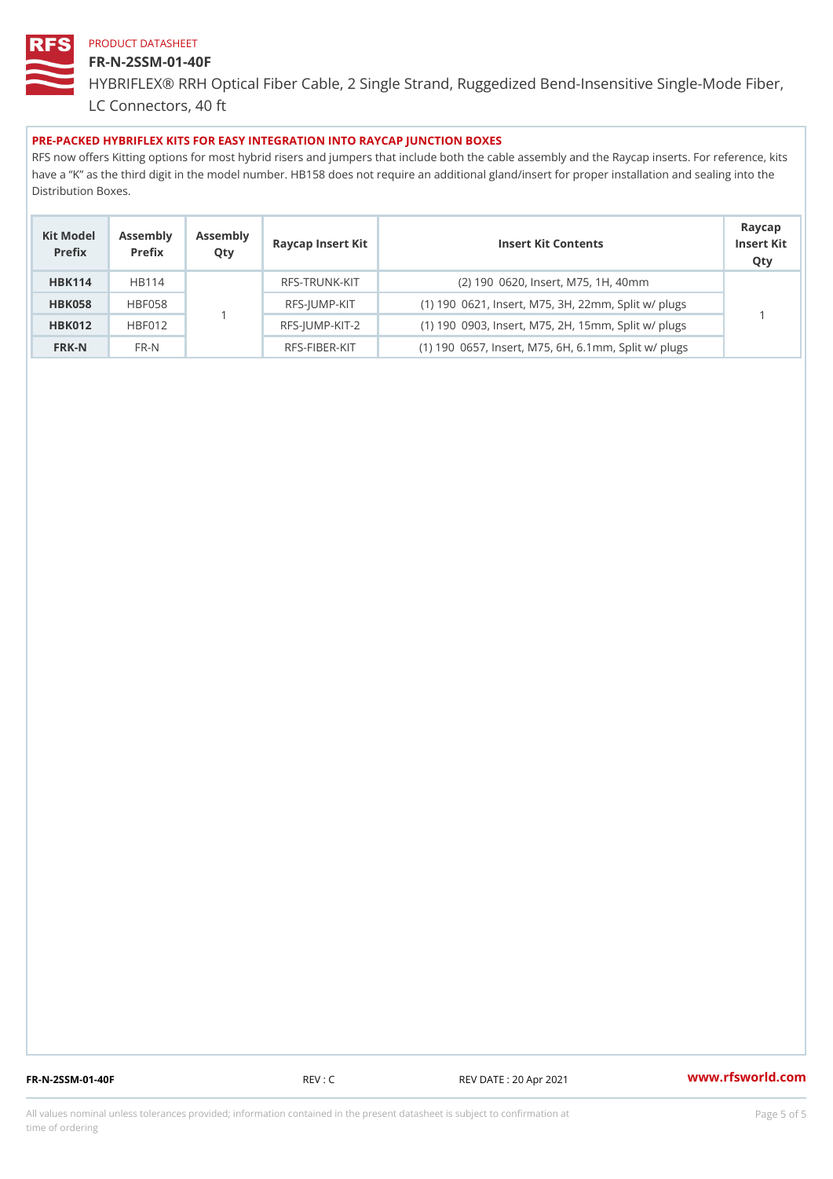PRODUCT DATASHEET

# FR-N-2SSM-01-40F

HYBRIFLEX® RRH Optical Fiber Cable, 2 Single Strand, Ruggedized Bend-Insensitive Single-Mode Fiber, LC Connectors, 40 ft

## PRE-PACKED HYBRIFLEX KITS FOR EASY INTEGRATION INTO RAYCAP JUNCTION BOXES

RFS now offers Kitting options for most hybrid risers and jumpers that include both the cable assembly and the Raycap inserts. For reference, kits have a "K" as the third digit in the model number. HB158 does not require an additional gland/insert for proper installation and sealing into the Distribution Boxes.

| Kit Model Prefix | Assembly Prefix | Assembly Qty | Raycap Insert Kit | Insert Kit Contents | Raycap Insert Kit Qty |
|---|---|---|---|---|---|
| HBK114 | HB114 | 1 | RFS-TRUNK-KIT | (2) 190 0620, Insert, M75, 1H, 40mm | 1 |
| HBK058 | HBF058 | | RFS-JUMP-KIT | (1) 190 0621, Insert, M75, 3H, 22mm, Split w/ plugs | |
| HBK012 | HBF012 | | RFS-JUMP-KIT-2 | (1) 190 0903, Insert, M75, 2H, 15mm, Split w/ plugs | |
| FRK-N | FR-N | | RFS-FIBER-KIT | (1) 190 0657, Insert, M75, 6H, 6.1mm, Split w/ plugs | |

FR-N-2SSM-01-40F REV : C REV DATE : 20 Apr 2021 www.rfsworld.com

All values nominal unless tolerances provided; information contained in the present datasheet is subject to confirmation at time of ordering